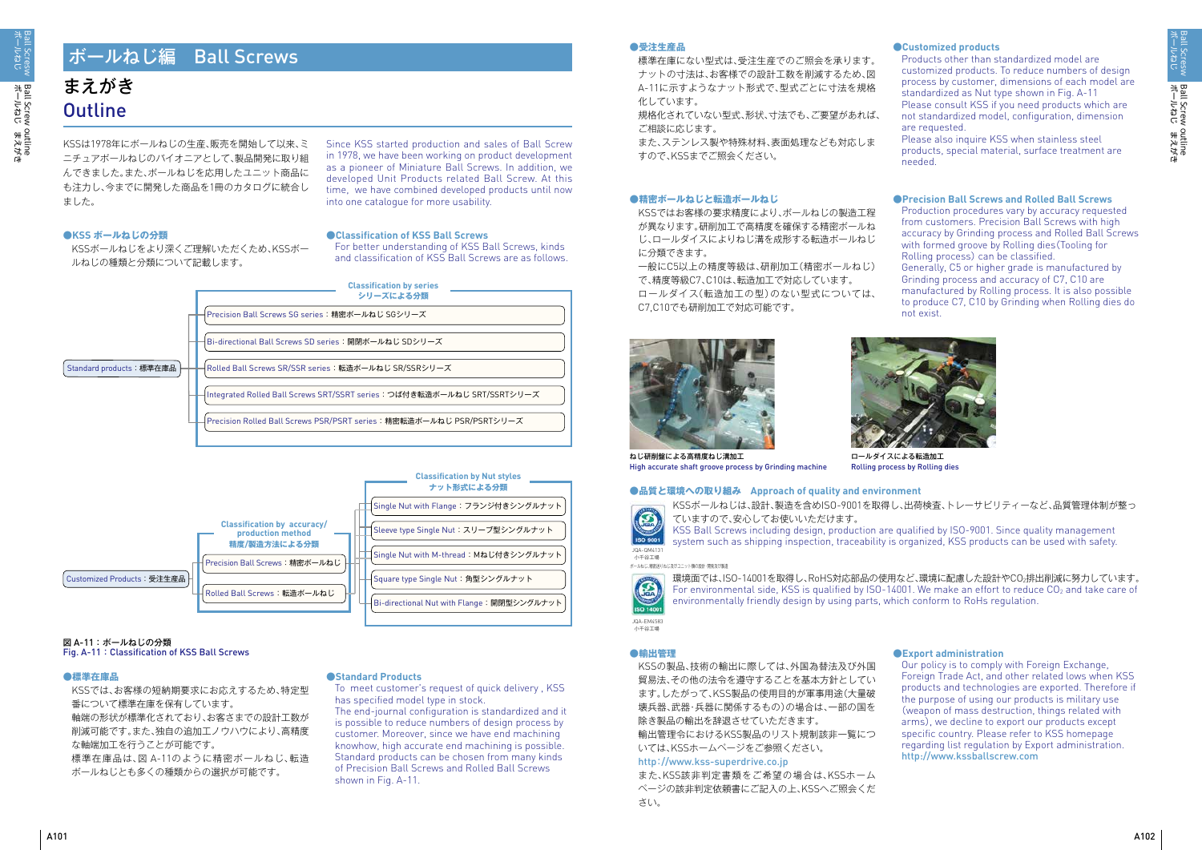# ボールねじ編　Ball Screws

## まえがき
## Outline

KSSは1978年にボールねじの生産、販売を開始して以来、ミニチュアボールねじのパイオニアとして、製品開発に取り組んできました。また、ボールねじを応用したユニット商品にも注力し、今までに開発した商品を1冊のカタログに統合しました。

Since KSS started production and sales of Ball Screw in 1978, we have been working on product development as a pioneer of Miniature Ball Screws. In addition, we developed Unit Products related Ball Screw. At this time, we have combined developed products until now into one catalogue for more usability.

### ●KSS ボールねじの分類

KSSボールねじをより深くご理解いただくため、KSSボールねじの種類と分類について記載します。

### ●Classification of KSS Ball Screws

For better understanding of KSS Ball Screws, kinds and classification of KSS Ball Screws are as follows.

Classification by series
シリーズによる分類

Standard products：標準在庫品
- Precision Ball Screws SG series：精密ボールねじ SGシリーズ
- Bi-directional Ball Screws SD series：開閉ボールねじ SDシリーズ
- Rolled Ball Screws SR/SSR series：転造ボールねじ SR/SSRシリーズ
- Integrated Rolled Ball Screws SRT/SSRT series：つば付き転造ボールねじ SRT/SSRTシリーズ
- Precision Rolled Ball Screws PSR/PSRT series：精密転造ボールねじ PSR/PSRTシリーズ

Customized Products：受注生産品

Classification by accuracy/production method
精度/製造方法による分類
- Precision Ball Screws：精密ボールねじ
- Rolled Ball Screws：転造ボールねじ

Classification by Nut styles
ナット形式による分類
- Single Nut with Flange：フランジ付きシングルナット
- Sleeve type Single Nut：スリーブ型シングルナット
- Single Nut with M-thread：Mねじ付きシングルナット
- Square type Single Nut：角型シングルナット
- Bi-directional Nut with Flange：開閉型シングルナット

図 A-11：ボールねじの分類
Fig. A-11：Classification of KSS Ball Screws

### ●標準在庫品

KSSでは、お客様の短納期要求にお応えするため、特定型番について標準在庫を保有しています。
軸端の形状が標準化されており、お客さまでの設計工数が削減可能です。また、独自の追加工ノウハウにより、高精度な軸端加工を行うことが可能です。
標準在庫品は、図 A-11のように精密ボールねじ、転造ボールねじとも多くの種類からの選択が可能です。

### ●Standard Products

To meet customer's request of quick delivery, KSS has specified model type in stock.
The end-journal configuration is standardized and it is possible to reduce numbers of design process by customer. Moreover, since we have end machining knowhow, high accurate end machining is possible.
Standard products can be chosen from many kinds of Precision Ball Screws and Rolled Ball Screws shown in Fig. A-11.

### ●受注生産品

標準在庫にない型式は、受注生産でのご照会を承ります。
ナットの寸法は、お客様での設計工数を削減するため、図A-11に示すようなナット形式で、型式ごとに寸法を規格化しています。
規格化されていない型式、形状、寸法でも、ご要望があれば、ご相談に応じます。
また、ステンレス製や特殊材料、表面処理なども対応しますので、KSSまでご照会ください。

### ●Customized products

Products other than standardized model are customized products. To reduce numbers of design process by customer, dimensions of each model are standardized as Nut type shown in Fig. A-11
Please consult KSS if you need products which are not standardized model, configuration, dimension are requested.
Please also inquire KSS when stainless steel products, special material, surface treatment are needed.

### ●精密ボールねじと転造ボールねじ

KSSではお客様の要求精度により、ボールねじの製造工程が異なります。研削加工で高精度を確保する精密ボールねじ、ロールダイスによりねじ溝を成形する転造ボールねじに分類できます。
一般にC5以上の精度等級は、研削加工(精密ボールねじ)で、精度等級C7、C10は、転造加工で対応しています。
ロールダイス(転造加工の型)のない型式については、C7,C10でも研削加工で対応可能です。

### ●Precision Ball Screws and Rolled Ball Screws

Production procedures vary by accuracy requested from customers. Precision Ball Screws with high accuracy by Grinding process and Rolled Ball Screws with formed groove by Rolling dies(Tooling for Rolling process) can be classified.
Generally, C5 or higher grade is manufactured by Grinding process and accuracy of C7, C10 are manufactured by Rolling process. It is also possible to produce C7, C10 by Grinding when Rolling dies do not exist.

ねじ研削盤による高精度ねじ溝加工
High accurate shaft groove process by Grinding machine

ロールダイスによる転造加工
Rolling process by Rolling dies

### ●品質と環境への取り組み　Approach of quality and environment

KSSボールねじは、設計、製造を含めISO-9001を取得し、出荷検査、トレーサビリティーなど、品質管理体制が整っていますので、安心してお使いいただけます。
KSS Ball Screws including design, production are qualified by ISO-9001. Since quality management system such as shipping inspection, traceability is organized, KSS products can be used with safety.

JQA-QM4131
小千谷工場

環境面では、ISO-14001を取得し、RoHS対応部品の使用など、環境に配慮した設計や$CO_2$排出削減に努力しています。
For environmental side, KSS is qualified by ISO-14001. We make an effort to reduce $CO_2$ and take care of environmentally friendly design by using parts, which conform to RoHS regulation.

JQA-EM4583
小千谷工場

### ●輸出管理

KSSの製品、技術の輸出に際しては、外国為替法及び外国貿易法、その他の法令を遵守することを基本方針としています。したがって、KSS製品の使用目的が軍事用途(大量破壊兵器、武器・兵器に関係するもの)の場合は、一部の国を除き製品の輸出を辞退させていただきます。
輸出管理令におけるKSS製品のリスト規制該非一覧については、KSSホームページをご参照ください。
http://www.kss-superdrive.co.jp
また、KSS該非判定書類をご希望の場合は、KSSホームページの該非判定依頼書にご記入の上、KSSへご照会ください。

### ●Export administration

Our policy is to comply with Foreign Exchange, Foreign Trade Act, and other related lows when KSS products and technologies are exported. Therefore if the purpose of using our products is military use (weapon of mass destruction, things related with arms), we decline to export our products except specific country. Please refer to KSS homepage regarding list regulation by Export administration.
http://www.kssballscrew.com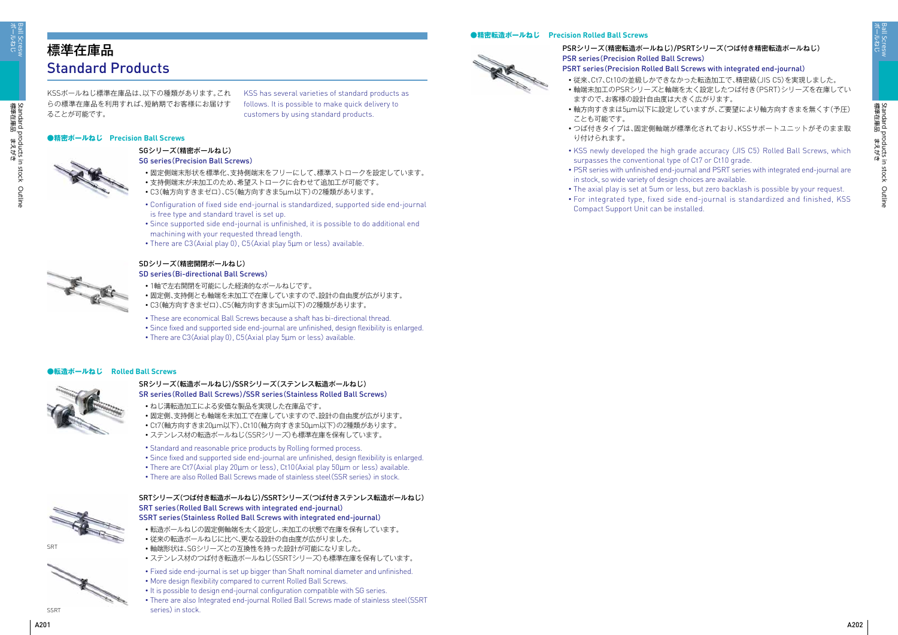# 標準在庫品
# Standard Products

KSSボールねじ標準在庫品は、以下の種類があります。これらの標準在庫品を利用すれば、短納期でお客様にお届けすることが可能です。

KSS has several varieties of standard products as follows. It is possible to make quick delivery to customers by using standard products.

## ●精密ボールねじ　Precision Ball Screws

### SGシリーズ(精密ボールねじ)
### SG series(Precision Ball Screws)

- 固定側端末形状を標準化、支持側端末をフリーにして、標準ストロークを設定しています。
- 支持側端末が未加工のため、希望ストロークに合わせて追加工が可能です。
- C3(軸方向すきまゼロ)、C5(軸方向すきま5μm以下)の2種類があります。

- Configuration of fixed side end-journal is standardized, supported side end-journal is free type and standard travel is set up.
- Since supported side end-journal is unfinished, it is possible to do additional end machining with your requested thread length.
- There are C3(Axial play 0), C5(Axial play 5μm or less) available.

### SDシリーズ(精密開閉ボールねじ)
### SD series(Bi-directional Ball Screws)

- 1軸で左右開閉を可能にした経済的なボールねじです。
- 固定側、支持側とも軸端を未加工で在庫していますので、設計の自由度が広がります。
- C3(軸方向すきまゼロ)、C5(軸方向すきま5μm以下)の2種類があります。

- These are economical Ball Screws because a shaft has bi-directional thread.
- Since fixed and supported side end-journal are unfinished, design flexibility is enlarged.
- There are C3(Axial play 0), C5(Axial play 5μm or less) available.

## ●転造ボールねじ　Rolled Ball Screws

### SRシリーズ(転造ボールねじ)/SSRシリーズ(ステンレス転造ボールねじ)
### SR series(Rolled Ball Screws)/SSR series(Stainless Rolled Ball Screws)

- ねじ溝転造加工による安価な製品を実現した在庫品です。
- 固定側、支持側とも軸端を未加工で在庫していますので、設計の自由度が広がります。
- Ct7(軸方向すきま20μm以下)、Ct10(軸方向すきま50μm以下)の2種類があります。
- ステンレス材の転造ボールねじ(SSRシリーズ)も標準在庫を保有しています。

- Standard and reasonable price products by Rolling formed process.
- Since fixed and supported side end-journal are unfinished, design flexibility is enlarged.
- There are Ct7(Axial play 20μm or less), Ct10(Axial play 50μm or less) available.
- There are also Rolled Ball Screws made of stainless steel(SSR series) in stock.

### SRTシリーズ(つば付き転造ボールねじ)/SSRTシリーズ(つば付きステンレス転造ボールねじ)
### SRT series(Rolled Ball Screws with integrated end-journal)
### SSRT series(Stainless Rolled Ball Screws with integrated end-journal)

SRT

SSRT

- 転造ボールねじの固定側軸端を太く設定し、未加工の状態で在庫を保有しています。
- 従来の転造ボールねじに比べ、更なる設計の自由度が広がりました。
- 軸端形状は、SGシリーズとの互換性を持った設計が可能になりました。
- ステンレス材のつば付き転造ボールねじ(SSRTシリーズ)も標準在庫を保有しています。

- Fixed side end-journal is set up bigger than Shaft nominal diameter and unfinished.
- More design flexibility compared to current Rolled Ball Screws.
- It is possible to design end-journal configuration compatible with SG series.
- There are also Integrated end-journal Rolled Ball Screws made of stainless steel(SSRT series) in stock.

## ●精密転造ボールねじ　Precision Rolled Ball Screws

### PSRシリーズ(精密転造ボールねじ)/PSRTシリーズ(つば付き精密転造ボールねじ)
### PSR series(Precision Rolled Ball Screws)
### PSRT series(Precision Rolled Ball Screws with integrated end-journal)

- 従来、Ct7、Ct10の並級しかできなかった転造加工で、精密級(JIS C5)を実現しました。
- 軸端未加工のPSRシリーズと軸端を太く設定したつば付き(PSRT)シリーズを在庫していますので、お客様の設計自由度が大きく広がります。
- 軸方向すきまは5μm以下に設定していますが、ご要望により軸方向すきまを無くす(予圧)ことも可能です。
- つば付きタイプは、固定側軸端が標準化されており、KSSサポートユニットがそのまま取り付けられます。

- KSS newly developed the high grade accuracy (JIS C5) Rolled Ball Screws, which surpasses the conventional type of Ct7 or Ct10 grade.
- PSR series with unfinished end-journal and PSRT series with integrated end-journal are in stock, so wide variety of design choices are available.
- The axial play is set at 5um or less, but zero backlash is possible by your request.
- For integrated type, fixed side end-journal is standardized and finished, KSS Compact Support Unit can be installed.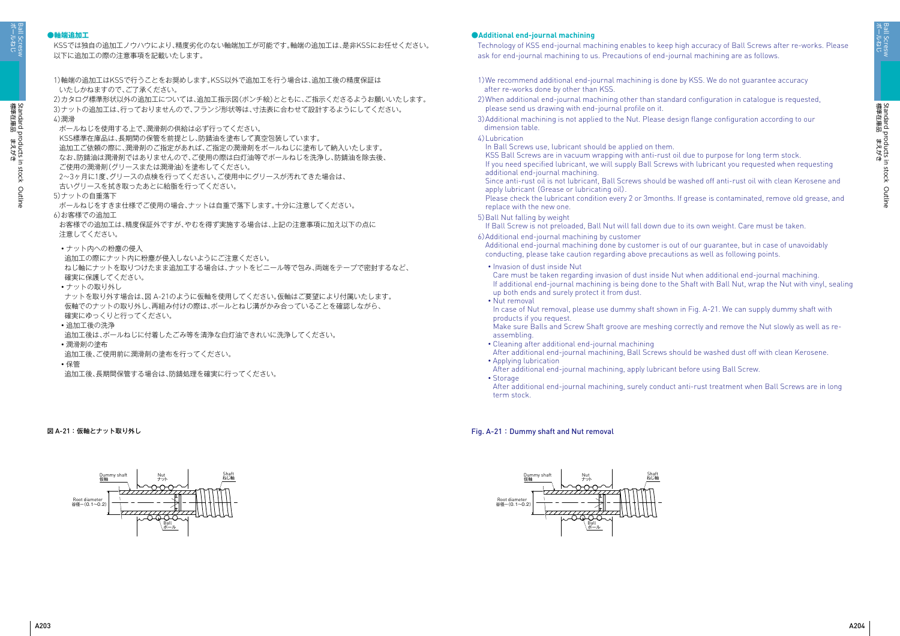## ●軸端追加工

KSSでは独自の追加工ノウハウにより、精度劣化のない軸端加工が可能です。軸端の追加工は、是非KSSにお任せください。
以下に追加工の際の注意事項を記載いたします。

1)軸端の追加工はKSSで行うことをお奨めします。KSS以外で追加工を行う場合は、追加工後の精度保証は
いたしかねますので、ご了承ください。
2)カタログ標準形状以外の追加工については、追加工指示図(ポンチ絵)とともに、ご指示くださるようお願いいたします。
3)ナットの追加工は、行っておりませんので、フランジ形状等は、寸法表に合わせて設計するようにしてください。
4)潤滑
ボールねじを使用する上で、潤滑剤の供給は必ず行ってください。
KSS標準在庫品は、長期間の保管を前提とし、防錆油を塗布して真空包装しています。
追加工ご依頼の際に、潤滑剤のご指定があれば、ご指定の潤滑剤をボールねじに塗布して納入いたします。
なお、防錆油は潤滑剤ではありませんので、ご使用の際は白灯油等でボールねじを洗浄し、防錆油を除去後、
ご使用の潤滑剤(グリースまたは潤滑油)を塗布してください。
2〜3ヶ月に1度、グリースの点検を行ってください。ご使用中にグリースが汚れてきた場合は、
古いグリースを拭き取ったあとに給脂を行ってください。
5)ナットの自重落下
ボールねじをすきま仕様でご使用の場合、ナットは自重で落下します。十分に注意してください。
6)お客様での追加工
お客様での追加工は、精度保証外ですが、やむを得ず実施する場合は、上記の注意事項に加え以下の点に
注意してください。

- ナット内への粉塵の侵入
  追加工の際にナット内に粉塵が侵入しないようにご注意ください。
  ねじ軸にナットを取りつけたまま追加工する場合は、ナットをビニール等で包み、両端をテープで密封するなど、
  確実に保護してください。
- ナットの取り外し
  ナットを取り外す場合は、図 A-21のように仮軸を使用してください。仮軸はご要望により付属いたします。
  仮軸でのナットの取り外し、再組み付けの際は、ボールとねじ溝がかみ合っていることを確認しながら、
  確実にゆっくりと行ってください。
- 追加工後の洗浄
  追加工後は、ボールねじに付着したごみ等を清浄な白灯油できれいに洗浄してください。
- 潤滑剤の塗布
  追加工後、ご使用前に潤滑剤の塗布を行ってください。
- 保管
  追加工後、長期間保管する場合は、防錆処理を確実に行ってください。

図 A-21：仮軸とナット取り外し

Dummy shaft 仮軸 / Nut ナット / Shaft ねじ軸 / Root diameter 谷径−(0.1〜0.2) / Ball ボール

## ●Additional end-journal machining

Technology of KSS end-journal machining enables to keep high accuracy of Ball Screws after re-works. Please ask for end-journal machining to us. Precautions of end-journal machining are as follows.

1) We recommend additional end-journal machining is done by KSS. We do not guarantee accuracy after re-works done by other than KSS.
2) When additional end-journal machining other than standard configuration in catalogue is requested, please send us drawing with end-journal profile on it.
3) Additional machining is not applied to the Nut. Please design flange configuration according to our dimension table.
4) Lubrication
In Ball Screws use, lubricant should be applied on them.
KSS Ball Screws are in vacuum wrapping with anti-rust oil due to purpose for long term stock.
If you need specified lubricant, we will supply Ball Screws with lubricant you requested when requesting additional end-journal machining.
Since anti-rust oil is not lubricant, Ball Screws should be washed off anti-rust oil with clean Kerosene and apply lubricant (Grease or lubricating oil).
Please check the lubricant condition every 2 or 3months. If grease is contaminated, remove old grease, and replace with the new one.
5) Ball Nut falling by weight
If Ball Screw is not preloaded, Ball Nut will fall down due to its own weight. Care must be taken.
6) Additional end-journal machining by customer
Additional end-journal machining done by customer is out of our guarantee, but in case of unavoidably conducting, please take caution regarding above precautions as well as following points.

- Invasion of dust inside Nut
  Care must be taken regarding invasion of dust inside Nut when additional end-journal machining.
  If additional end-journal machining is being done to the Shaft with Ball Nut, wrap the Nut with vinyl, sealing up both ends and surely protect it from dust.
- Nut removal
  In case of Nut removal, please use dummy shaft shown in Fig. A-21. We can supply dummy shaft with products if you request.
  Make sure Balls and Screw Shaft groove are meshing correctly and remove the Nut slowly as well as re-assembling.
- Cleaning after additional end-journal machining
  After additional end-journal machining, Ball Screws should be washed dust off with clean Kerosene.
- Applying lubrication
  After additional end-journal machining, apply lubricant before using Ball Screw.
- Storage
  After additional end-journal machining, surely conduct anti-rust treatment when Ball Screws are in long term stock.

Fig. A-21：Dummy shaft and Nut removal

Dummy shaft 仮軸 / Nut ナット / Shaft ねじ軸 / Root diameter 谷径−(0.1〜0.2) / Ball ボール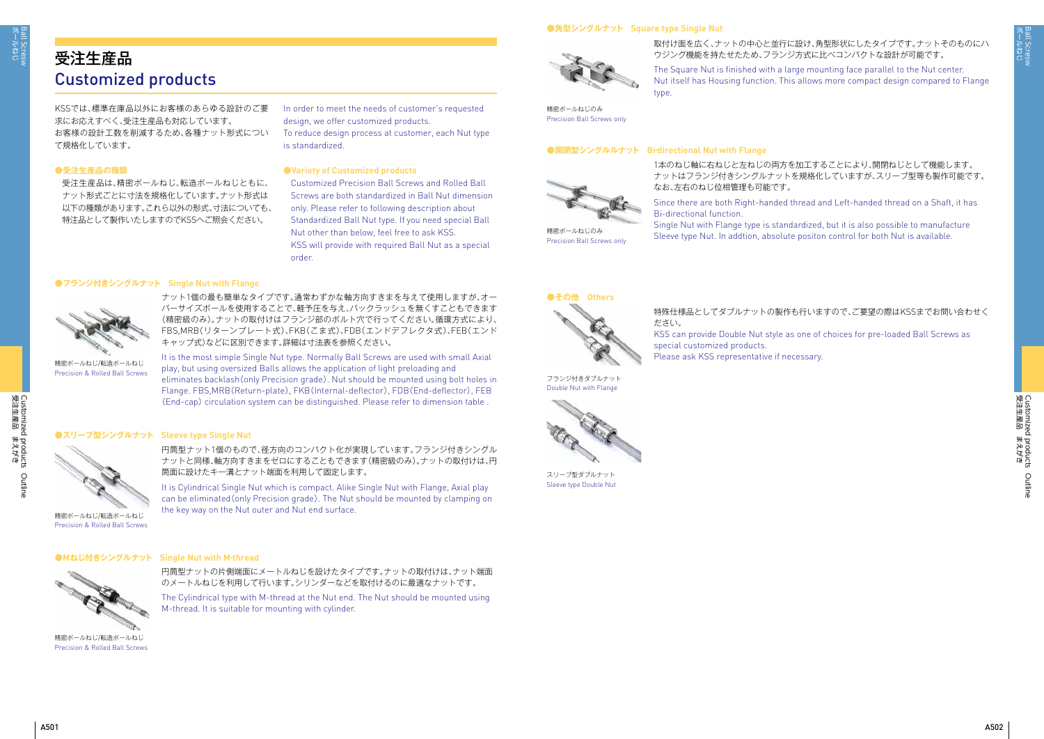# 受注生産品
# Customized products

KSSでは､標準在庫品以外にお客様のあらゆる設計のご要求にお応えすべく､受注生産品も対応しています｡
お客様の設計工数を削減するため､各種ナット形式について規格化しています｡

In order to meet the needs of customer's requested design, we offer customized products.
To reduce design process at customer, each Nut type is standardized.

### ●受注生産品の種類

受注生産品は､精密ボールねじ､転造ボールねじともに､ナット形式ごとに寸法を規格化しています｡ナット形式は以下の種類があります｡これら以外の形式､寸法についても､特注品として製作いたしますのでKSSへご照会ください｡

### ●Variety of Customized products

Customized Precision Ball Screws and Rolled Ball Screws are both standardized in Ball Nut dimension only. Please refer to following description about Standardized Ball Nut type. If you need special Ball Nut other than below, feel free to ask KSS.
KSS will provide with required Ball Nut as a special order.

### ●フランジ付きシングルナット　Single Nut with Flange

精密ボールねじ/転造ボールねじ
Precision & Rolled Ball Screws

ナット1個の最も簡単なタイプです｡通常わずかな軸方向すきまを与えて使用しますが､オーバーサイズボールを使用することで､軽予圧を与え､バックラッシュを無くすこともできます(精密級のみ)｡ナットの取付けはフランジ部のボルト穴で行ってください｡循環方式により､FBS,MRB(リターンプレート式)､FKB(こま式)､FDB(エンドデフレクタ式)､FEB(エンドキャップ式)などに区別できます｡詳細は寸法表を参照ください｡

It is the most simple Single Nut type. Normally Ball Screws are used with small Axial play, but using oversized Balls allows the application of light preloading and eliminates backlash(only Precision grade). Nut should be mounted using bolt holes in Flange. FBS,MRB(Return-plate), FKB(Internal-deflector), FDB(End-deflector), FEB (End-cap) circulation system can be distinguished. Please refer to dimension table .

### ●スリーブ型シングルナット　Sleeve type Single Nut

精密ボールねじ/転造ボールねじ
Precision & Rolled Ball Screws

円筒型ナット1個のもので､径方向のコンパクト化が実現しています｡フランジ付きシングルナットと同様､軸方向すきまをゼロにすることもできます(精密級のみ)｡ナットの取付けは､円筒面に設けたキー溝とナット端面を利用して固定します｡

It is Cylindrical Single Nut which is compact. Alike Single Nut with Flange, Axial play can be eliminated(only Precision grade). The Nut should be mounted by clamping on the key way on the Nut outer and Nut end surface.

### ●Mねじ付きシングルナット　Single Nut with M-thread

精密ボールねじ/転造ボールねじ
Precision & Rolled Ball Screws

円筒型ナットの片側端面にメートルねじを設けたタイプです｡ナットの取付けは､ナット端面のメートルねじを利用して行います｡シリンダーなどを取付けるのに最適なナットです｡

The Cylindrical type with M-thread at the Nut end. The Nut should be mounted using M-thread. It is suitable for mounting with cylinder.

### ●角型シングルナット　Square type Single Nut

精密ボールねじのみ
Precision Ball Screws only

取付け面を広く､ナットの中心と並行に設け､角型形状にしたタイプです｡ナットそのものにハウジング機能を持たせたため､フランジ方式に比べコンパクトな設計が可能です｡

The Square Nut is finished with a large mounting face parallel to the Nut center. Nut itself has Housing function. This allows more compact design compared to Flange type.

### ●開閉型シングルルナット　Bi-directional Nut with Flange

精密ボールねじのみ
Precision Ball Screws only

1本のねじ軸に右ねじと左ねじの両方を加工することにより､開閉ねじとして機能します｡ナットはフランジ付きシングルナットを規格化していますが､スリーブ型等も製作可能です｡なお､左右のねじ位相管理も可能です｡

Since there are both Right-handed thread and Left-handed thread on a Shaft, it has Bi-directional function.
Single Nut with Flange type is standardized, but it is also possible to manufacture Sleeve type Nut. In addtion, absolute positon control for both Nut is available.

### ●その他　Others

特殊仕様品としてダブルナットの製作も行いますので､ご要望の際はKSSまでお問い合わせください｡

KSS can provide Double Nut style as one of choices for pre-loaded Ball Screws as special customized products.
Please ask KSS representative if necessary.

フランジ付きダブルナット
Double Nut with Flange

スリーブ型ダブルナット
Sleeve type Double Nut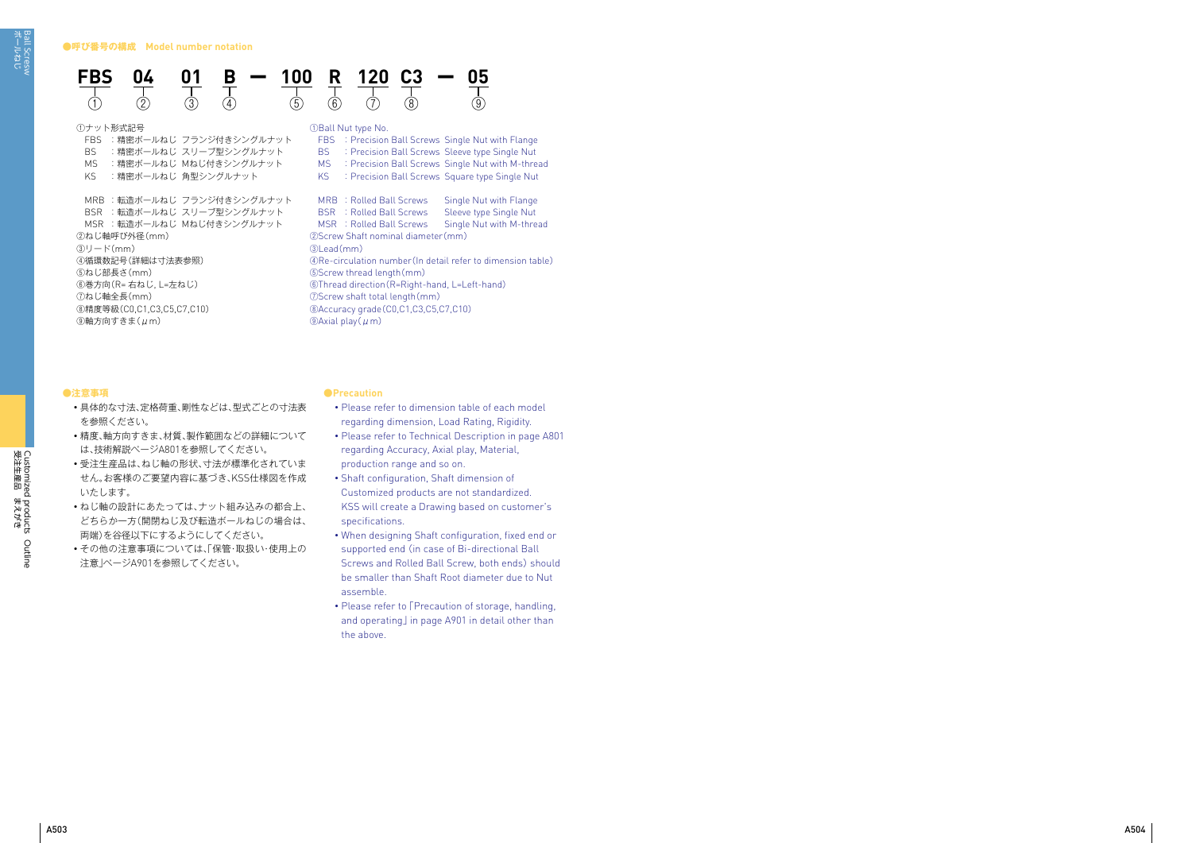## ●呼び番号の構成　Model number notation

**FBS　04　01　B　—　100　R　120　C3　—　05**
①　②　③　④　⑤　⑥　⑦　⑧　⑨

①ナット形式記号
- FBS　：精密ボールねじ フランジ付きシングルナット
- BS　：精密ボールねじ スリーブ型シングルナット
- MS　：精密ボールねじ Mねじ付きシングルナット
- KS　：精密ボールねじ 角型シングルナット

- MRB　：転造ボールねじ フランジ付きシングルナット
- BSR　：転造ボールねじ スリーブ型シングルナット
- MSR　：転造ボールねじ Mねじ付きシングルナット

②ねじ軸呼び外径(mm)
③リード(mm)
④循環数記号(詳細は寸法表参照)
⑤ねじ部長さ(mm)
⑥巻方向(R= 右ねじ, L=左ねじ)
⑦ねじ軸全長(mm)
⑧精度等級(C0,C1,C3,C5,C7,C10)
⑨軸方向すきま(μm)

①Ball Nut type No.
- FBS　: Precision Ball Screws Single Nut with Flange
- BS　: Precision Ball Screws Sleeve type Single Nut
- MS　: Precision Ball Screws Single Nut with M-thread
- KS　: Precision Ball Screws Square type Single Nut

- MRB　: Rolled Ball Screws　Single Nut with Flange
- BSR　: Rolled Ball Screws　Sleeve type Single Nut
- MSR　: Rolled Ball Screws　Single Nut with M-thread

②Screw Shaft nominal diameter(mm)
③Lead(mm)
④Re-circulation number(In detail refer to dimension table)
⑤Screw thread length(mm)
⑥Thread direction(R=Right-hand, L=Left-hand)
⑦Screw shaft total length(mm)
⑧Accuracy grade(C0,C1,C3,C5,C7,C10)
⑨Axial play(μm)

## ●注意事項

- 具体的な寸法、定格荷重、剛性などは、型式ごとの寸法表を参照ください。
- 精度、軸方向すきま、材質、製作範囲などの詳細については、技術解説ページA801を参照してください。
- 受注生産品は、ねじ軸の形状、寸法が標準化されていません。お客様のご要望内容に基づき、KSS仕様図を作成いたします。
- ねじ軸の設計にあたっては、ナット組み込みの都合上、どちらか一方(開閉ねじ及び転造ボールねじの場合は、両端)を谷径以下にするようにしてください。
- その他の注意事項については、「保管・取扱い・使用上の注意」ページA901を参照してください。

## ●Precaution

- Please refer to dimension table of each model regarding dimension, Load Rating, Rigidity.
- Please refer to Technical Description in page A801 regarding Accuracy, Axial play, Material, production range and so on.
- Shaft configuration, Shaft dimension of Customized products are not standardized. KSS will create a Drawing based on customer's specifications.
- When designing Shaft configuration, fixed end or supported end (in case of Bi-directional Ball Screws and Rolled Ball Screw, both ends) should be smaller than Shaft Root diameter due to Nut assemble.
- Please refer to「Precaution of storage, handling, and operating」in page A901 in detail other than the above.